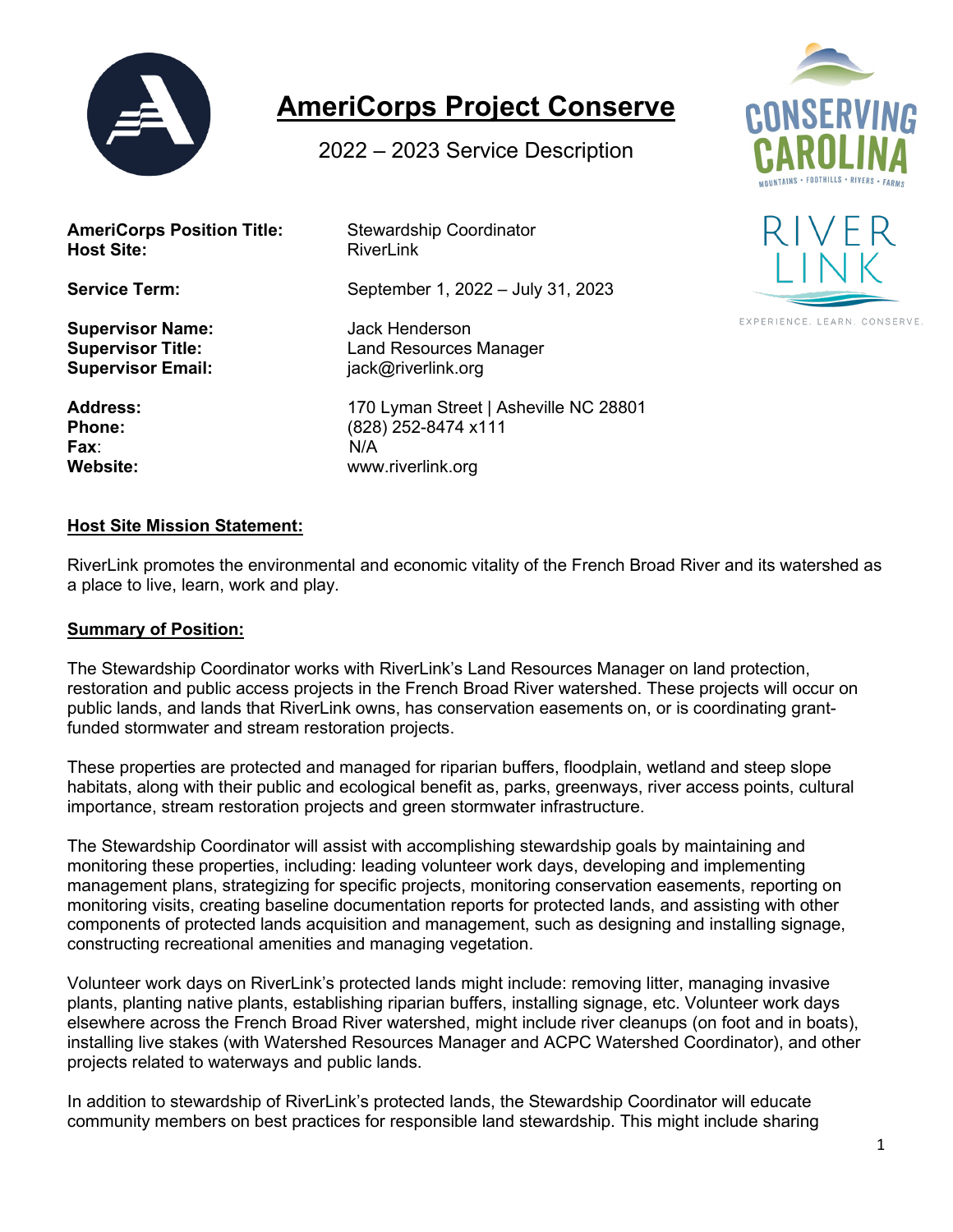# AmeriCorps Project Conserve

2022 – 2023 Service Description

| | |
|---|---|
| **AmeriCorps Position Title:** | Stewardship Coordinator |
| **Host Site:** | RiverLink |
| **Service Term:** | September 1, 2022 – July 31, 2023 |
| **Supervisor Name:** | Jack Henderson |
| **Supervisor Title:** | Land Resources Manager |
| **Supervisor Email:** | jack@riverlink.org |
| **Address:** | 170 Lyman Street \| Asheville NC 28801 |
| **Phone:** | (828) 252-8474 x111 |
| **Fax:** | N/A |
| **Website:** | www.riverlink.org |

## Host Site Mission Statement:

RiverLink promotes the environmental and economic vitality of the French Broad River and its watershed as a place to live, learn, work and play.

## Summary of Position:

The Stewardship Coordinator works with RiverLink's Land Resources Manager on land protection, restoration and public access projects in the French Broad River watershed. These projects will occur on public lands, and lands that RiverLink owns, has conservation easements on, or is coordinating grant-funded stormwater and stream restoration projects.

These properties are protected and managed for riparian buffers, floodplain, wetland and steep slope habitats, along with their public and ecological benefit as, parks, greenways, river access points, cultural importance, stream restoration projects and green stormwater infrastructure.

The Stewardship Coordinator will assist with accomplishing stewardship goals by maintaining and monitoring these properties, including: leading volunteer work days, developing and implementing management plans, strategizing for specific projects, monitoring conservation easements, reporting on monitoring visits, creating baseline documentation reports for protected lands, and assisting with other components of protected lands acquisition and management, such as designing and installing signage, constructing recreational amenities and managing vegetation.

Volunteer work days on RiverLink's protected lands might include: removing litter, managing invasive plants, planting native plants, establishing riparian buffers, installing signage, etc. Volunteer work days elsewhere across the French Broad River watershed, might include river cleanups (on foot and in boats), installing live stakes (with Watershed Resources Manager and ACPC Watershed Coordinator), and other projects related to waterways and public lands.

In addition to stewardship of RiverLink's protected lands, the Stewardship Coordinator will educate community members on best practices for responsible land stewardship. This might include sharing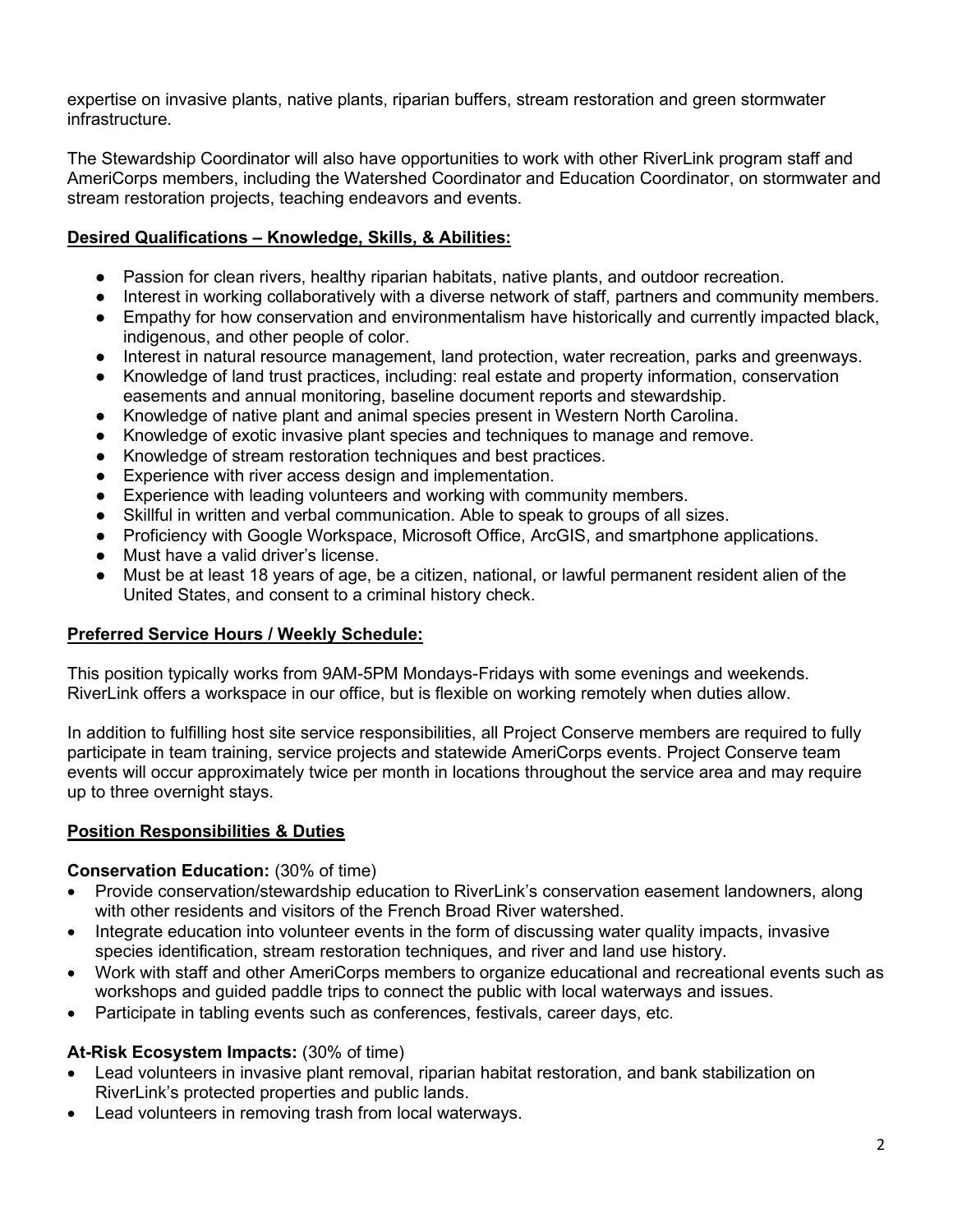expertise on invasive plants, native plants, riparian buffers, stream restoration and green stormwater infrastructure.

The Stewardship Coordinator will also have opportunities to work with other RiverLink program staff and AmeriCorps members, including the Watershed Coordinator and Education Coordinator, on stormwater and stream restoration projects, teaching endeavors and events.

## Desired Qualifications – Knowledge, Skills, & Abilities:

- Passion for clean rivers, healthy riparian habitats, native plants, and outdoor recreation.
- Interest in working collaboratively with a diverse network of staff, partners and community members.
- Empathy for how conservation and environmentalism have historically and currently impacted black, indigenous, and other people of color.
- Interest in natural resource management, land protection, water recreation, parks and greenways.
- Knowledge of land trust practices, including: real estate and property information, conservation easements and annual monitoring, baseline document reports and stewardship.
- Knowledge of native plant and animal species present in Western North Carolina.
- Knowledge of exotic invasive plant species and techniques to manage and remove.
- Knowledge of stream restoration techniques and best practices.
- Experience with river access design and implementation.
- Experience with leading volunteers and working with community members.
- Skillful in written and verbal communication. Able to speak to groups of all sizes.
- Proficiency with Google Workspace, Microsoft Office, ArcGIS, and smartphone applications.
- Must have a valid driver's license.
- Must be at least 18 years of age, be a citizen, national, or lawful permanent resident alien of the United States, and consent to a criminal history check.

## Preferred Service Hours / Weekly Schedule:

This position typically works from 9AM-5PM Mondays-Fridays with some evenings and weekends. RiverLink offers a workspace in our office, but is flexible on working remotely when duties allow.

In addition to fulfilling host site service responsibilities, all Project Conserve members are required to fully participate in team training, service projects and statewide AmeriCorps events. Project Conserve team events will occur approximately twice per month in locations throughout the service area and may require up to three overnight stays.

## Position Responsibilities & Duties

**Conservation Education:** (30% of time)

- Provide conservation/stewardship education to RiverLink's conservation easement landowners, along with other residents and visitors of the French Broad River watershed.
- Integrate education into volunteer events in the form of discussing water quality impacts, invasive species identification, stream restoration techniques, and river and land use history.
- Work with staff and other AmeriCorps members to organize educational and recreational events such as workshops and guided paddle trips to connect the public with local waterways and issues.
- Participate in tabling events such as conferences, festivals, career days, etc.

**At-Risk Ecosystem Impacts:** (30% of time)

- Lead volunteers in invasive plant removal, riparian habitat restoration, and bank stabilization on RiverLink's protected properties and public lands.
- Lead volunteers in removing trash from local waterways.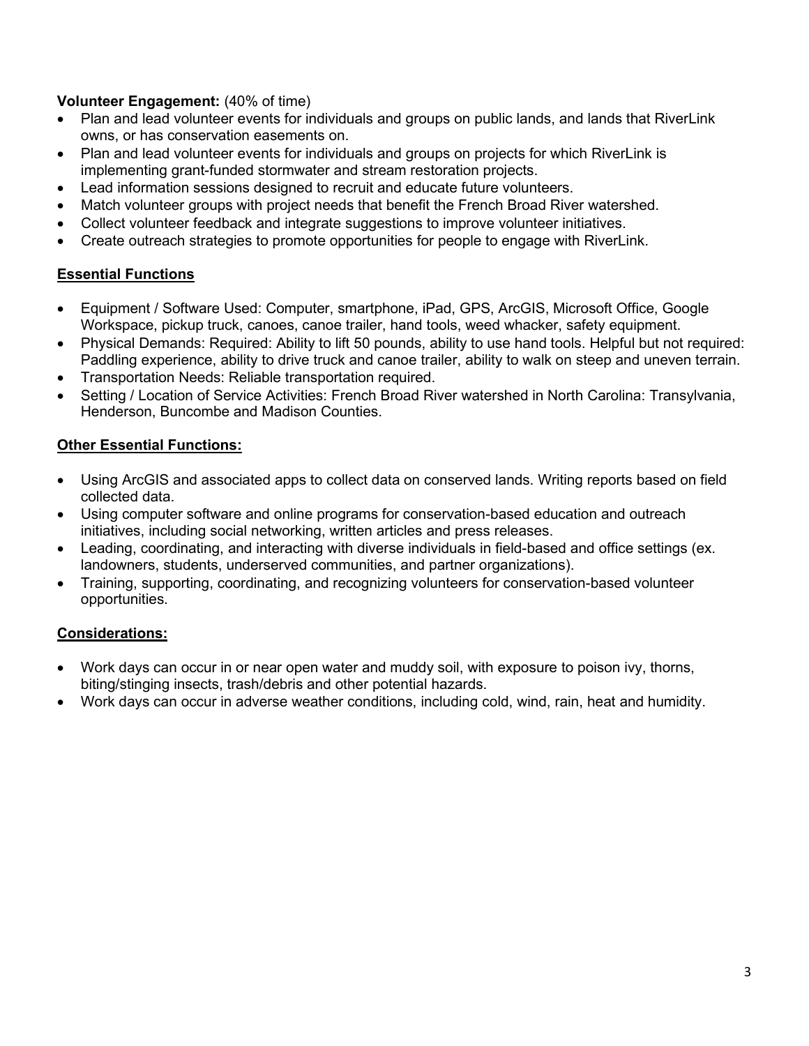**Volunteer Engagement:** (40% of time)

- Plan and lead volunteer events for individuals and groups on public lands, and lands that RiverLink owns, or has conservation easements on.
- Plan and lead volunteer events for individuals and groups on projects for which RiverLink is implementing grant-funded stormwater and stream restoration projects.
- Lead information sessions designed to recruit and educate future volunteers.
- Match volunteer groups with project needs that benefit the French Broad River watershed.
- Collect volunteer feedback and integrate suggestions to improve volunteer initiatives.
- Create outreach strategies to promote opportunities for people to engage with RiverLink.

## Essential Functions

- Equipment / Software Used: Computer, smartphone, iPad, GPS, ArcGIS, Microsoft Office, Google Workspace, pickup truck, canoes, canoe trailer, hand tools, weed whacker, safety equipment.
- Physical Demands: Required: Ability to lift 50 pounds, ability to use hand tools. Helpful but not required: Paddling experience, ability to drive truck and canoe trailer, ability to walk on steep and uneven terrain.
- Transportation Needs: Reliable transportation required.
- Setting / Location of Service Activities: French Broad River watershed in North Carolina: Transylvania, Henderson, Buncombe and Madison Counties.

## Other Essential Functions:

- Using ArcGIS and associated apps to collect data on conserved lands. Writing reports based on field collected data.
- Using computer software and online programs for conservation-based education and outreach initiatives, including social networking, written articles and press releases.
- Leading, coordinating, and interacting with diverse individuals in field-based and office settings (ex. landowners, students, underserved communities, and partner organizations).
- Training, supporting, coordinating, and recognizing volunteers for conservation-based volunteer opportunities.

## Considerations:

- Work days can occur in or near open water and muddy soil, with exposure to poison ivy, thorns, biting/stinging insects, trash/debris and other potential hazards.
- Work days can occur in adverse weather conditions, including cold, wind, rain, heat and humidity.